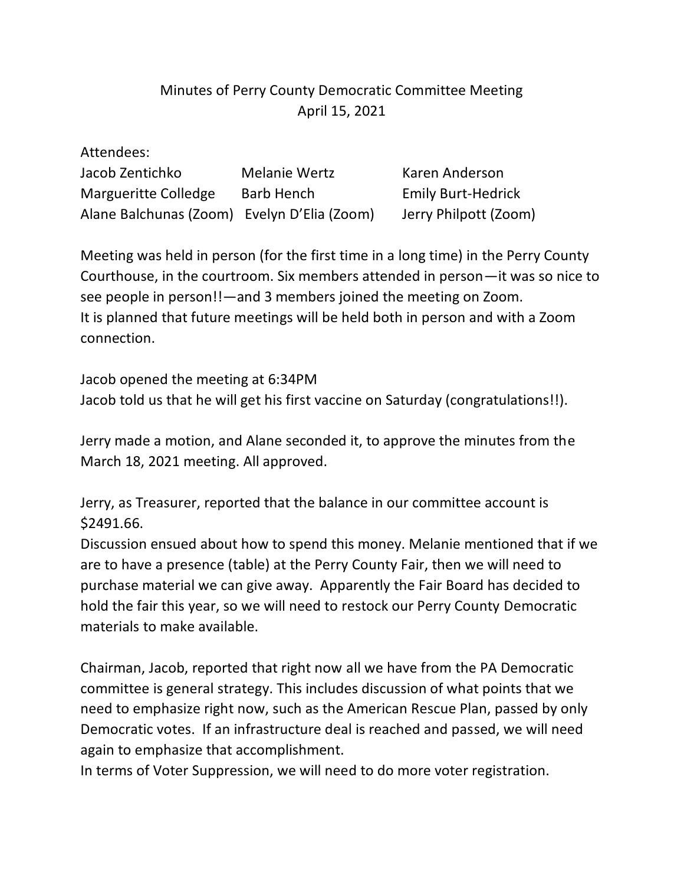# Minutes of Perry County Democratic Committee Meeting
April 15, 2021

Attendees:

| | | |
|---|---|---|
| Jacob Zentichko | Melanie Wertz | Karen Anderson |
| Margueritte Colledge | Barb Hench | Emily Burt-Hedrick |
| Alane Balchunas (Zoom) | Evelyn D'Elia (Zoom) | Jerry Philpott (Zoom) |

Meeting was held in person (for the first time in a long time) in the Perry County Courthouse, in the courtroom. Six members attended in person—it was so nice to see people in person!!—and 3 members joined the meeting on Zoom.
It is planned that future meetings will be held both in person and with a Zoom connection.

Jacob opened the meeting at 6:34PM
Jacob told us that he will get his first vaccine on Saturday (congratulations!!).

Jerry made a motion, and Alane seconded it, to approve the minutes from the March 18, 2021 meeting. All approved.

Jerry, as Treasurer, reported that the balance in our committee account is $2491.66.
Discussion ensued about how to spend this money. Melanie mentioned that if we are to have a presence (table) at the Perry County Fair, then we will need to purchase material we can give away. Apparently the Fair Board has decided to hold the fair this year, so we will need to restock our Perry County Democratic materials to make available.

Chairman, Jacob, reported that right now all we have from the PA Democratic committee is general strategy. This includes discussion of what points that we need to emphasize right now, such as the American Rescue Plan, passed by only Democratic votes. If an infrastructure deal is reached and passed, we will need again to emphasize that accomplishment.
In terms of Voter Suppression, we will need to do more voter registration.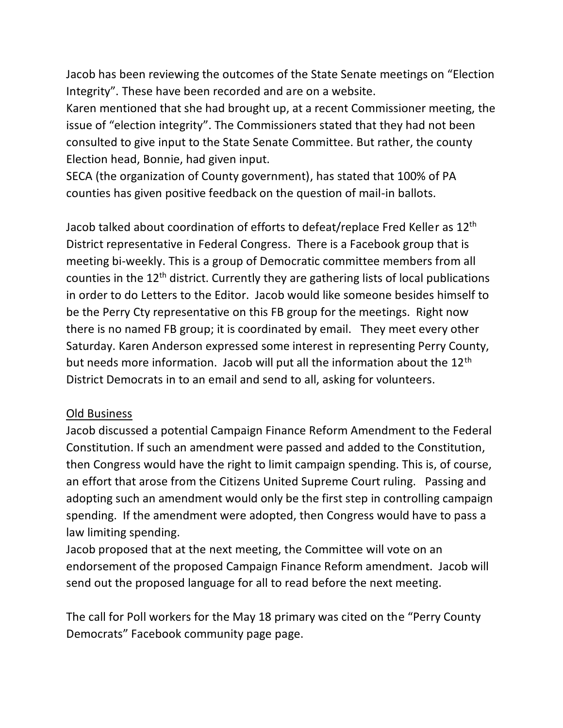Jacob has been reviewing the outcomes of the State Senate meetings on "Election Integrity". These have been recorded and are on a website.

Karen mentioned that she had brought up, at a recent Commissioner meeting, the issue of "election integrity". The Commissioners stated that they had not been consulted to give input to the State Senate Committee. But rather, the county Election head, Bonnie, had given input.

SECA (the organization of County government), has stated that 100% of PA counties has given positive feedback on the question of mail-in ballots.

Jacob talked about coordination of efforts to defeat/replace Fred Keller as 12th District representative in Federal Congress. There is a Facebook group that is meeting bi-weekly. This is a group of Democratic committee members from all counties in the 12th district. Currently they are gathering lists of local publications in order to do Letters to the Editor. Jacob would like someone besides himself to be the Perry Cty representative on this FB group for the meetings. Right now there is no named FB group; it is coordinated by email. They meet every other Saturday. Karen Anderson expressed some interest in representing Perry County, but needs more information. Jacob will put all the information about the 12th District Democrats in to an email and send to all, asking for volunteers.

<u>Old Business</u>

Jacob discussed a potential Campaign Finance Reform Amendment to the Federal Constitution. If such an amendment were passed and added to the Constitution, then Congress would have the right to limit campaign spending. This is, of course, an effort that arose from the Citizens United Supreme Court ruling. Passing and adopting such an amendment would only be the first step in controlling campaign spending. If the amendment were adopted, then Congress would have to pass a law limiting spending.

Jacob proposed that at the next meeting, the Committee will vote on an endorsement of the proposed Campaign Finance Reform amendment. Jacob will send out the proposed language for all to read before the next meeting.

The call for Poll workers for the May 18 primary was cited on the "Perry County Democrats" Facebook community page page.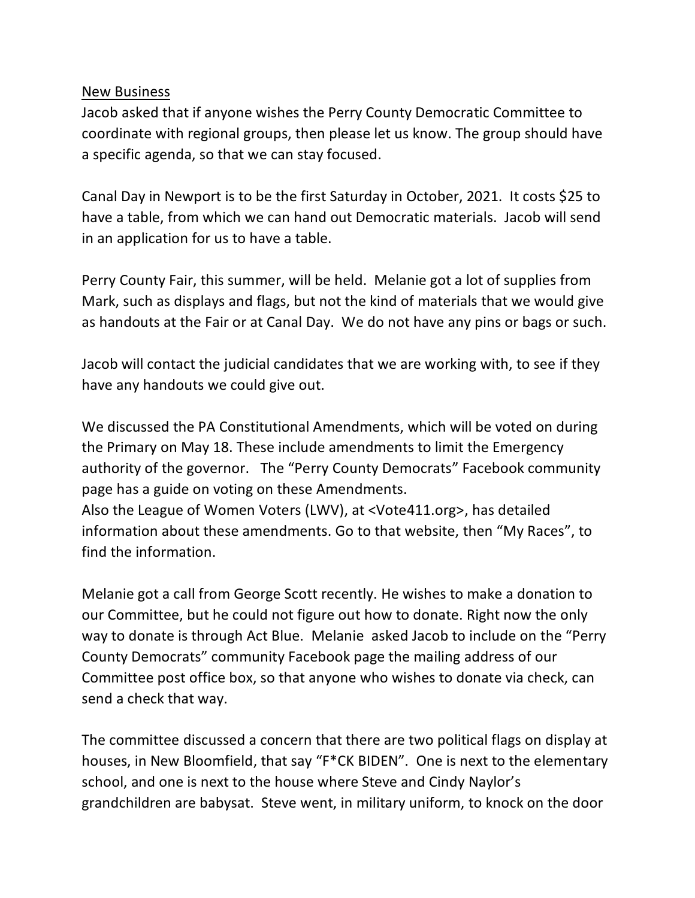<u>New Business</u>

Jacob asked that if anyone wishes the Perry County Democratic Committee to coordinate with regional groups, then please let us know. The group should have a specific agenda, so that we can stay focused.

Canal Day in Newport is to be the first Saturday in October, 2021. It costs $25 to have a table, from which we can hand out Democratic materials. Jacob will send in an application for us to have a table.

Perry County Fair, this summer, will be held. Melanie got a lot of supplies from Mark, such as displays and flags, but not the kind of materials that we would give as handouts at the Fair or at Canal Day. We do not have any pins or bags or such.

Jacob will contact the judicial candidates that we are working with, to see if they have any handouts we could give out.

We discussed the PA Constitutional Amendments, which will be voted on during the Primary on May 18. These include amendments to limit the Emergency authority of the governor. The "Perry County Democrats" Facebook community page has a guide on voting on these Amendments.
Also the League of Women Voters (LWV), at <Vote411.org>, has detailed information about these amendments. Go to that website, then "My Races", to find the information.

Melanie got a call from George Scott recently. He wishes to make a donation to our Committee, but he could not figure out how to donate. Right now the only way to donate is through Act Blue. Melanie asked Jacob to include on the "Perry County Democrats" community Facebook page the mailing address of our Committee post office box, so that anyone who wishes to donate via check, can send a check that way.

The committee discussed a concern that there are two political flags on display at houses, in New Bloomfield, that say "F*CK BIDEN". One is next to the elementary school, and one is next to the house where Steve and Cindy Naylor's grandchildren are babysat. Steve went, in military uniform, to knock on the door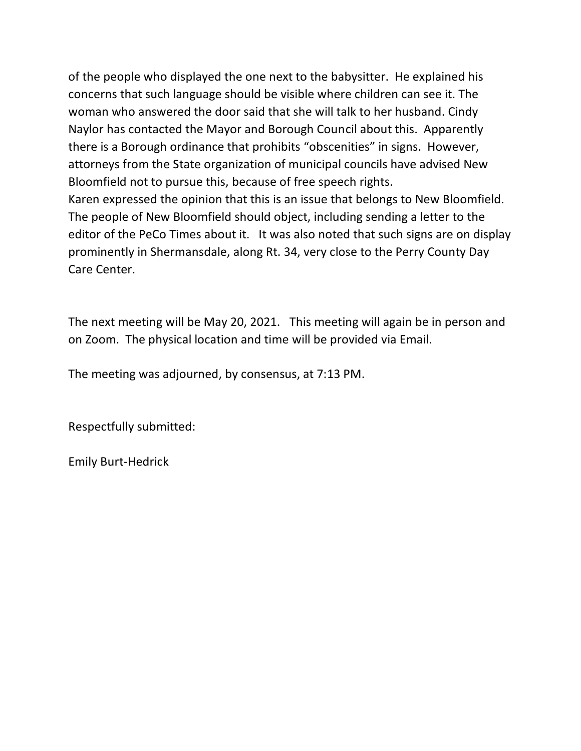of the people who displayed the one next to the babysitter. He explained his concerns that such language should be visible where children can see it. The woman who answered the door said that she will talk to her husband. Cindy Naylor has contacted the Mayor and Borough Council about this. Apparently there is a Borough ordinance that prohibits "obscenities" in signs. However, attorneys from the State organization of municipal councils have advised New Bloomfield not to pursue this, because of free speech rights.
Karen expressed the opinion that this is an issue that belongs to New Bloomfield. The people of New Bloomfield should object, including sending a letter to the editor of the PeCo Times about it. It was also noted that such signs are on display prominently in Shermansdale, along Rt. 34, very close to the Perry County Day Care Center.

The next meeting will be May 20, 2021. This meeting will again be in person and on Zoom. The physical location and time will be provided via Email.

The meeting was adjourned, by consensus, at 7:13 PM.

Respectfully submitted:

Emily Burt-Hedrick